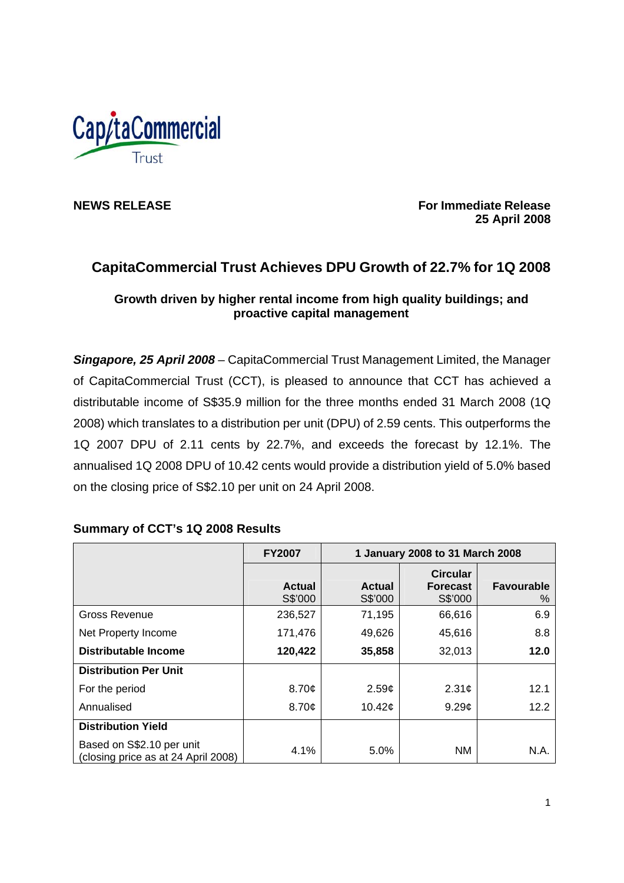CapitaCommercial Trust

**NEWS RELEASE**

**For Immediate Release**
**25 April 2008**

# CapitaCommercial Trust Achieves DPU Growth of 22.7% for 1Q 2008

### Growth driven by higher rental income from high quality buildings; and proactive capital management

***Singapore, 25 April 2008*** – CapitaCommercial Trust Management Limited, the Manager of CapitaCommercial Trust (CCT), is pleased to announce that CCT has achieved a distributable income of S$35.9 million for the three months ended 31 March 2008 (1Q 2008) which translates to a distribution per unit (DPU) of 2.59 cents. This outperforms the 1Q 2007 DPU of 2.11 cents by 22.7%, and exceeds the forecast by 12.1%. The annualised 1Q 2008 DPU of 10.42 cents would provide a distribution yield of 5.0% based on the closing price of S$2.10 per unit on 24 April 2008.

**Summary of CCT's 1Q 2008 Results**

| | **FY2007** | **1 January 2008 to 31 March 2008** | | |
|---|---|---|---|---|
| | **Actual** S$'000 | **Actual** S$'000 | **Circular Forecast** S$'000 | **Favourable** % |
| Gross Revenue | 236,527 | 71,195 | 66,616 | 6.9 |
| Net Property Income | 171,476 | 49,626 | 45,616 | 8.8 |
| **Distributable Income** | **120,422** | **35,858** | 32,013 | **12.0** |
| **Distribution Per Unit** | | | | |
| For the period | 8.70¢ | 2.59¢ | 2.31¢ | 12.1 |
| Annualised | 8.70¢ | 10.42¢ | 9.29¢ | 12.2 |
| **Distribution Yield** | | | | |
| Based on S$2.10 per unit (closing price as at 24 April 2008) | 4.1% | 5.0% | NM | N.A. |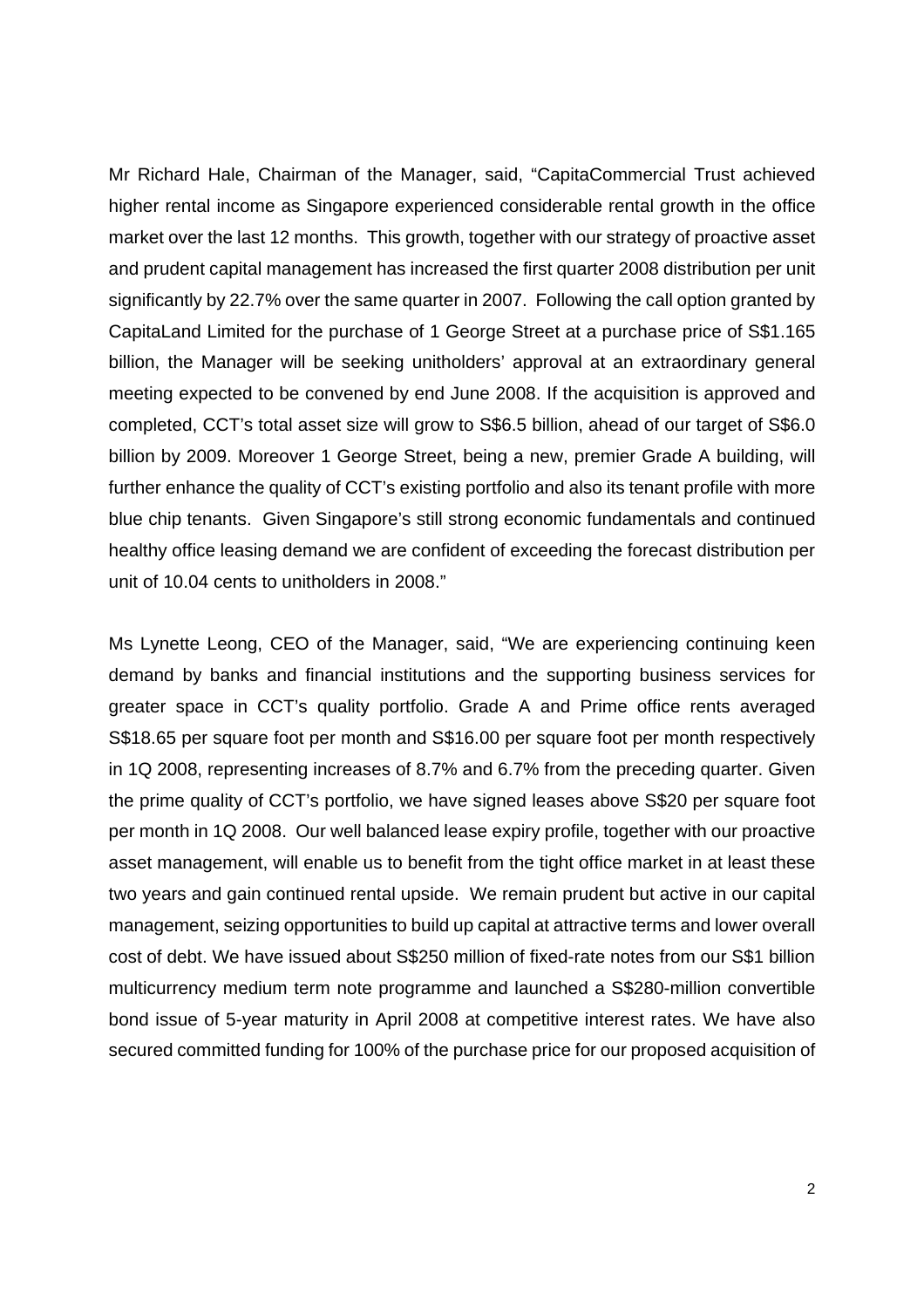Mr Richard Hale, Chairman of the Manager, said, "CapitaCommercial Trust achieved higher rental income as Singapore experienced considerable rental growth in the office market over the last 12 months. This growth, together with our strategy of proactive asset and prudent capital management has increased the first quarter 2008 distribution per unit significantly by 22.7% over the same quarter in 2007. Following the call option granted by CapitaLand Limited for the purchase of 1 George Street at a purchase price of S$1.165 billion, the Manager will be seeking unitholders' approval at an extraordinary general meeting expected to be convened by end June 2008. If the acquisition is approved and completed, CCT's total asset size will grow to S$6.5 billion, ahead of our target of S$6.0 billion by 2009. Moreover 1 George Street, being a new, premier Grade A building, will further enhance the quality of CCT's existing portfolio and also its tenant profile with more blue chip tenants. Given Singapore's still strong economic fundamentals and continued healthy office leasing demand we are confident of exceeding the forecast distribution per unit of 10.04 cents to unitholders in 2008."

Ms Lynette Leong, CEO of the Manager, said, "We are experiencing continuing keen demand by banks and financial institutions and the supporting business services for greater space in CCT's quality portfolio. Grade A and Prime office rents averaged S$18.65 per square foot per month and S$16.00 per square foot per month respectively in 1Q 2008, representing increases of 8.7% and 6.7% from the preceding quarter. Given the prime quality of CCT's portfolio, we have signed leases above S$20 per square foot per month in 1Q 2008. Our well balanced lease expiry profile, together with our proactive asset management, will enable us to benefit from the tight office market in at least these two years and gain continued rental upside. We remain prudent but active in our capital management, seizing opportunities to build up capital at attractive terms and lower overall cost of debt. We have issued about S$250 million of fixed-rate notes from our S$1 billion multicurrency medium term note programme and launched a S$280-million convertible bond issue of 5-year maturity in April 2008 at competitive interest rates. We have also secured committed funding for 100% of the purchase price for our proposed acquisition of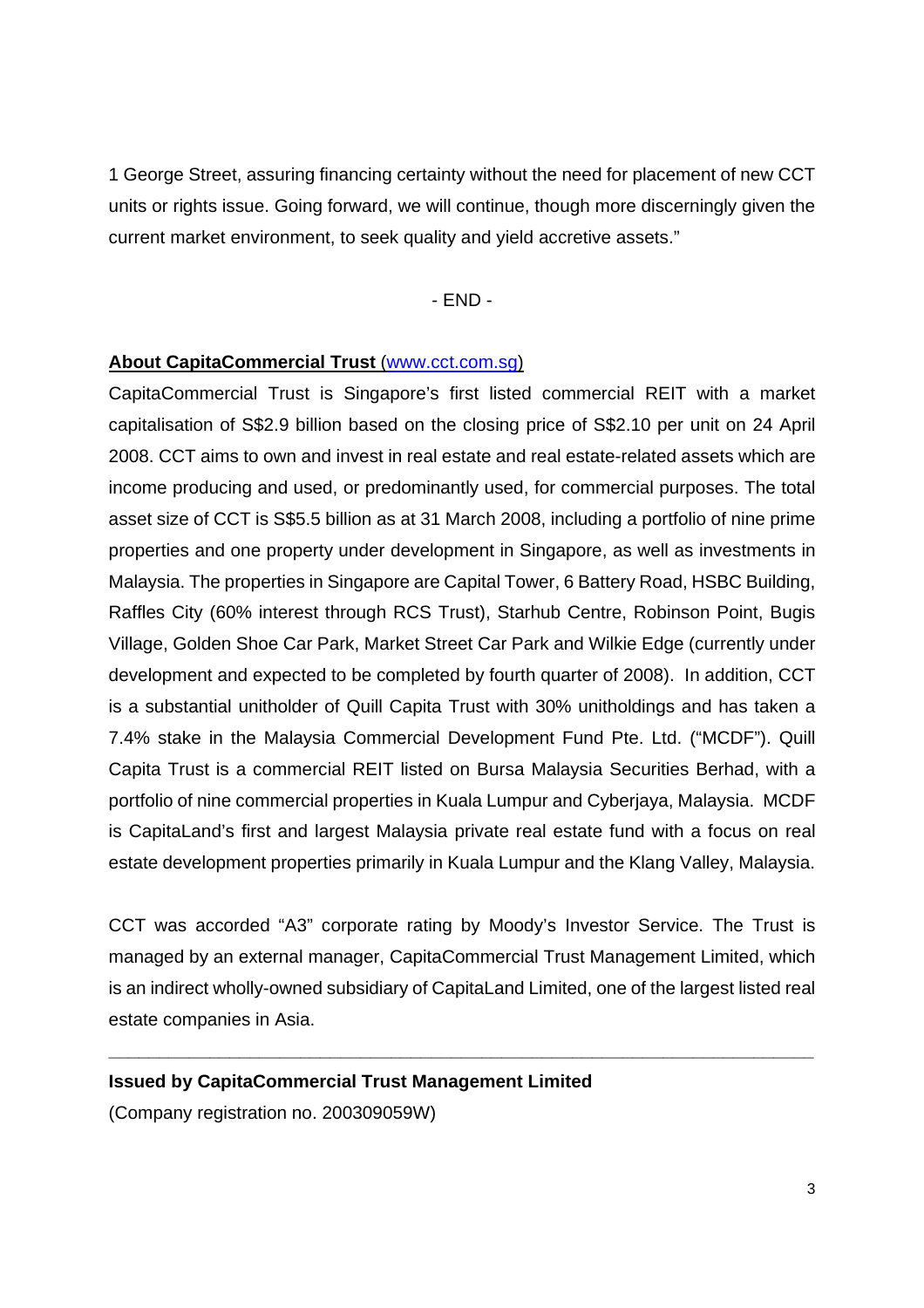1 George Street, assuring financing certainty without the need for placement of new CCT units or rights issue. Going forward, we will continue, though more discerningly given the current market environment, to seek quality and yield accretive assets."

- END -

**About CapitaCommercial Trust** (www.cct.com.sg)

CapitaCommercial Trust is Singapore's first listed commercial REIT with a market capitalisation of S$2.9 billion based on the closing price of S$2.10 per unit on 24 April 2008. CCT aims to own and invest in real estate and real estate-related assets which are income producing and used, or predominantly used, for commercial purposes. The total asset size of CCT is S$5.5 billion as at 31 March 2008, including a portfolio of nine prime properties and one property under development in Singapore, as well as investments in Malaysia. The properties in Singapore are Capital Tower, 6 Battery Road, HSBC Building, Raffles City (60% interest through RCS Trust), Starhub Centre, Robinson Point, Bugis Village, Golden Shoe Car Park, Market Street Car Park and Wilkie Edge (currently under development and expected to be completed by fourth quarter of 2008). In addition, CCT is a substantial unitholder of Quill Capita Trust with 30% unitholdings and has taken a 7.4% stake in the Malaysia Commercial Development Fund Pte. Ltd. ("MCDF"). Quill Capita Trust is a commercial REIT listed on Bursa Malaysia Securities Berhad, with a portfolio of nine commercial properties in Kuala Lumpur and Cyberjaya, Malaysia. MCDF is CapitaLand's first and largest Malaysia private real estate fund with a focus on real estate development properties primarily in Kuala Lumpur and the Klang Valley, Malaysia.

CCT was accorded "A3" corporate rating by Moody's Investor Service. The Trust is managed by an external manager, CapitaCommercial Trust Management Limited, which is an indirect wholly-owned subsidiary of CapitaLand Limited, one of the largest listed real estate companies in Asia.

---

**Issued by CapitaCommercial Trust Management Limited**

(Company registration no. 200309059W)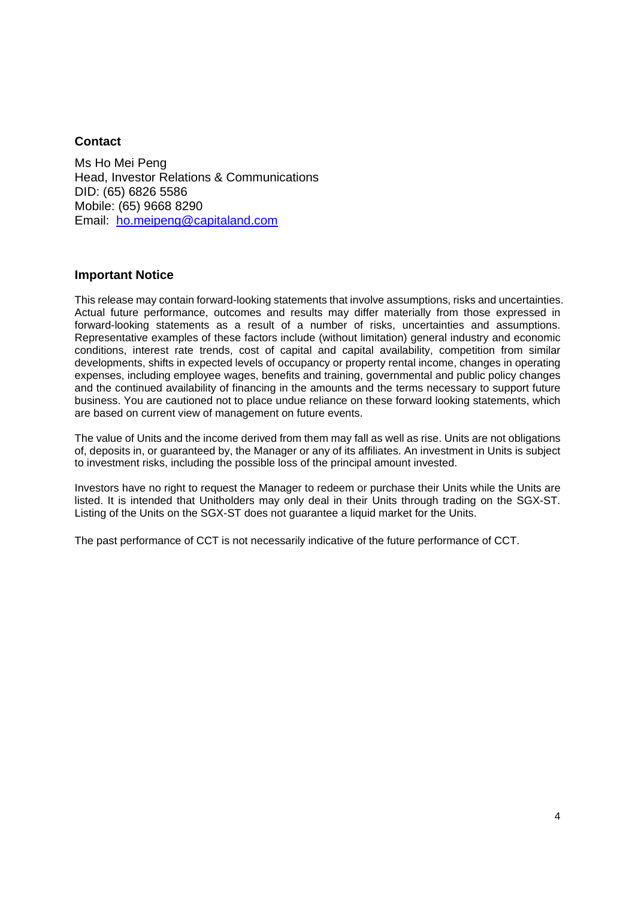**Contact**

Ms Ho Mei Peng
Head, Investor Relations & Communications
DID: (65) 6826 5586
Mobile: (65) 9668 8290
Email: [ho.meipeng@capitaland.com](mailto:ho.meipeng@capitaland.com)

**Important Notice**

This release may contain forward-looking statements that involve assumptions, risks and uncertainties. Actual future performance, outcomes and results may differ materially from those expressed in forward-looking statements as a result of a number of risks, uncertainties and assumptions. Representative examples of these factors include (without limitation) general industry and economic conditions, interest rate trends, cost of capital and capital availability, competition from similar developments, shifts in expected levels of occupancy or property rental income, changes in operating expenses, including employee wages, benefits and training, governmental and public policy changes and the continued availability of financing in the amounts and the terms necessary to support future business. You are cautioned not to place undue reliance on these forward looking statements, which are based on current view of management on future events.

The value of Units and the income derived from them may fall as well as rise. Units are not obligations of, deposits in, or guaranteed by, the Manager or any of its affiliates. An investment in Units is subject to investment risks, including the possible loss of the principal amount invested.

Investors have no right to request the Manager to redeem or purchase their Units while the Units are listed. It is intended that Unitholders may only deal in their Units through trading on the SGX-ST. Listing of the Units on the SGX-ST does not guarantee a liquid market for the Units.

The past performance of CCT is not necessarily indicative of the future performance of CCT.